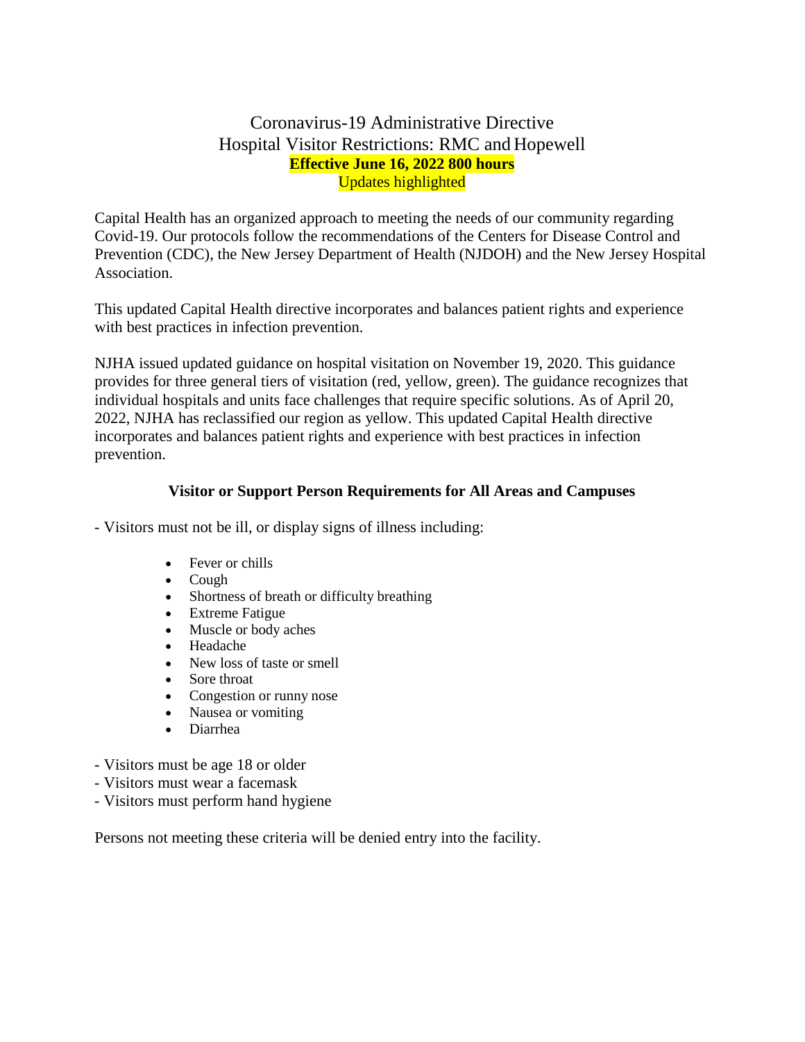# Coronavirus-19 Administrative Directive
# Hospital Visitor Restrictions: RMC and Hopewell

**Effective June 16, 2022 800 hours**

Updates highlighted

Capital Health has an organized approach to meeting the needs of our community regarding Covid-19. Our protocols follow the recommendations of the Centers for Disease Control and Prevention (CDC), the New Jersey Department of Health (NJDOH) and the New Jersey Hospital Association.

This updated Capital Health directive incorporates and balances patient rights and experience with best practices in infection prevention.

NJHA issued updated guidance on hospital visitation on November 19, 2020. This guidance provides for three general tiers of visitation (red, yellow, green). The guidance recognizes that individual hospitals and units face challenges that require specific solutions. As of April 20, 2022, NJHA has reclassified our region as yellow. This updated Capital Health directive incorporates and balances patient rights and experience with best practices in infection prevention.

**Visitor or Support Person Requirements for All Areas and Campuses**

- Visitors must not be ill, or display signs of illness including:

  - Fever or chills
  - Cough
  - Shortness of breath or difficulty breathing
  - Extreme Fatigue
  - Muscle or body aches
  - Headache
  - New loss of taste or smell
  - Sore throat
  - Congestion or runny nose
  - Nausea or vomiting
  - Diarrhea

- Visitors must be age 18 or older
- Visitors must wear a facemask
- Visitors must perform hand hygiene

Persons not meeting these criteria will be denied entry into the facility.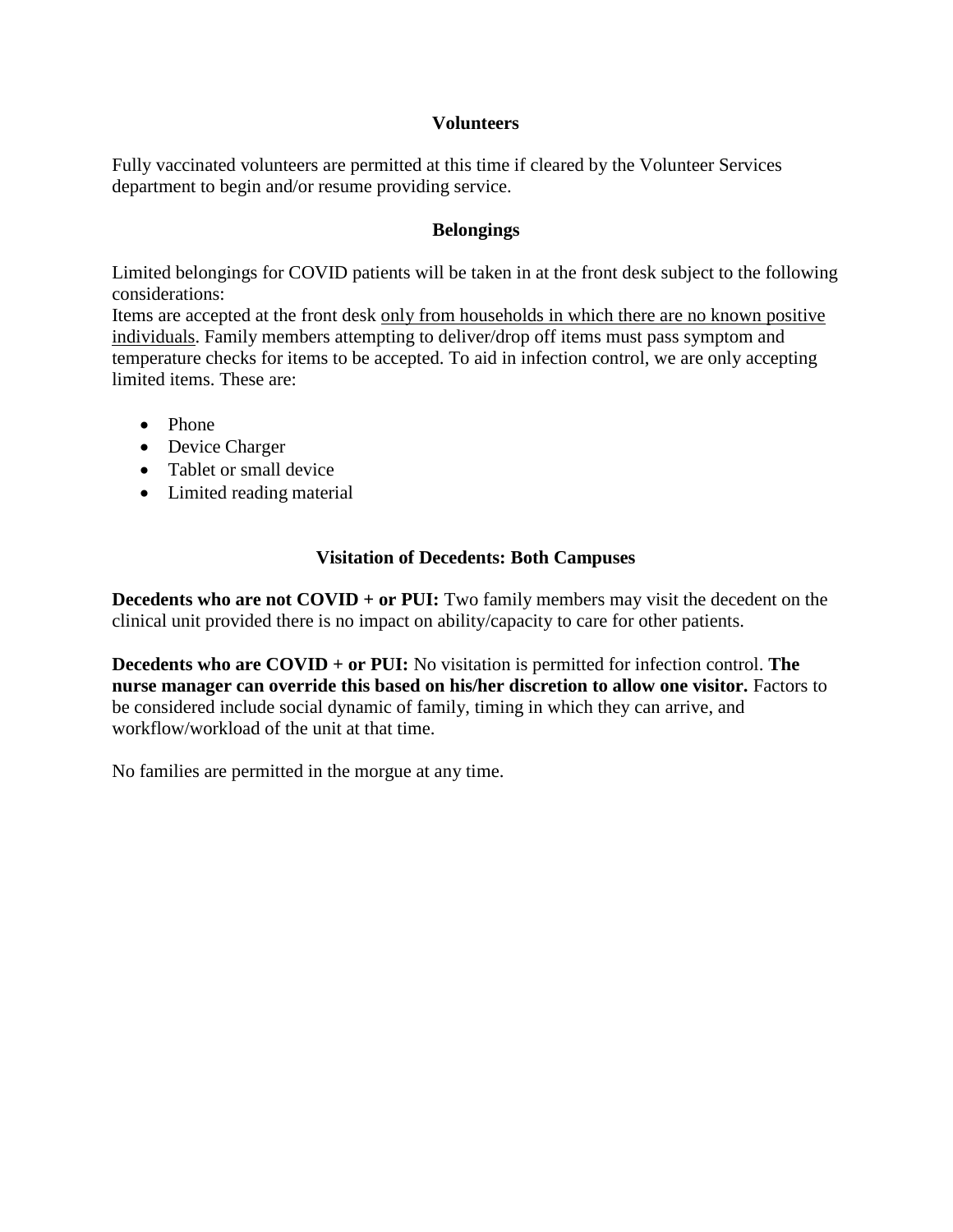## Volunteers

Fully vaccinated volunteers are permitted at this time if cleared by the Volunteer Services department to begin and/or resume providing service.

## Belongings

Limited belongings for COVID patients will be taken in at the front desk subject to the following considerations:
Items are accepted at the front desk only from households in which there are no known positive individuals. Family members attempting to deliver/drop off items must pass symptom and temperature checks for items to be accepted. To aid in infection control, we are only accepting limited items. These are:

- Phone
- Device Charger
- Tablet or small device
- Limited reading material

## Visitation of Decedents: Both Campuses

**Decedents who are not COVID + or PUI:** Two family members may visit the decedent on the clinical unit provided there is no impact on ability/capacity to care for other patients.

**Decedents who are COVID + or PUI:** No visitation is permitted for infection control. **The nurse manager can override this based on his/her discretion to allow one visitor.** Factors to be considered include social dynamic of family, timing in which they can arrive, and workflow/workload of the unit at that time.

No families are permitted in the morgue at any time.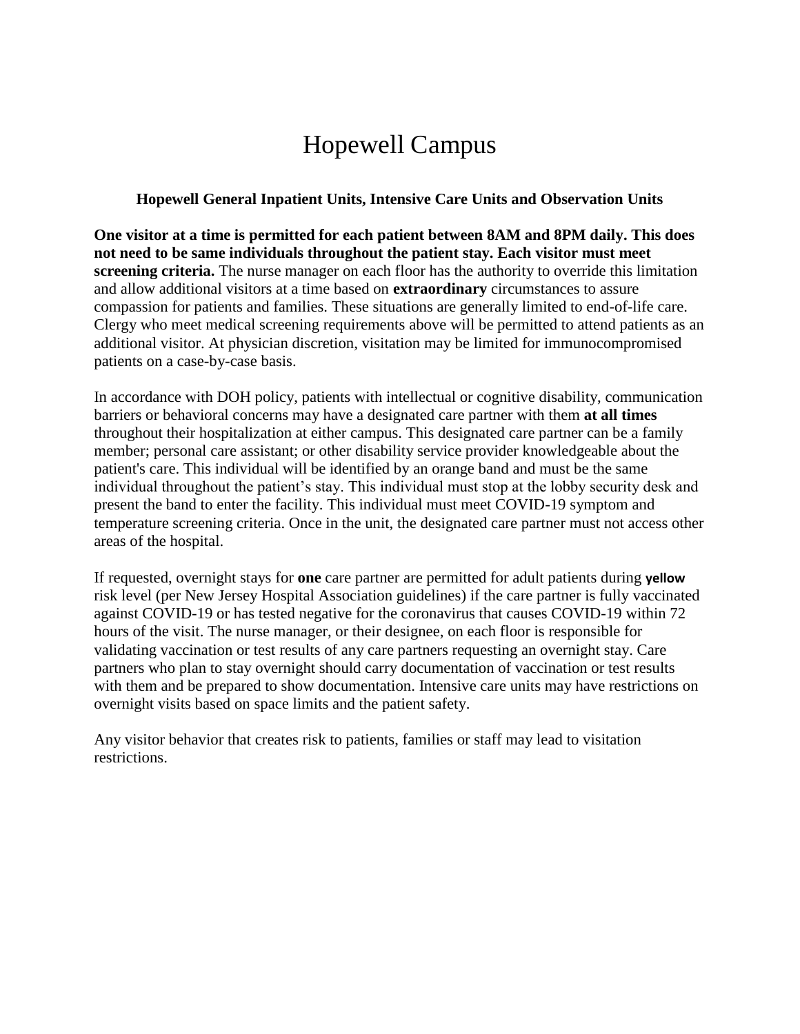# Hopewell Campus

### Hopewell General Inpatient Units, Intensive Care Units and Observation Units

**One visitor at a time is permitted for each patient between 8AM and 8PM daily. This does not need to be same individuals throughout the patient stay. Each visitor must meet screening criteria.** The nurse manager on each floor has the authority to override this limitation and allow additional visitors at a time based on **extraordinary** circumstances to assure compassion for patients and families. These situations are generally limited to end-of-life care. Clergy who meet medical screening requirements above will be permitted to attend patients as an additional visitor. At physician discretion, visitation may be limited for immunocompromised patients on a case-by-case basis.

In accordance with DOH policy, patients with intellectual or cognitive disability, communication barriers or behavioral concerns may have a designated care partner with them **at all times** throughout their hospitalization at either campus. This designated care partner can be a family member; personal care assistant; or other disability service provider knowledgeable about the patient's care. This individual will be identified by an orange band and must be the same individual throughout the patient's stay. This individual must stop at the lobby security desk and present the band to enter the facility. This individual must meet COVID-19 symptom and temperature screening criteria. Once in the unit, the designated care partner must not access other areas of the hospital.

If requested, overnight stays for **one** care partner are permitted for adult patients during **yellow** risk level (per New Jersey Hospital Association guidelines) if the care partner is fully vaccinated against COVID-19 or has tested negative for the coronavirus that causes COVID-19 within 72 hours of the visit. The nurse manager, or their designee, on each floor is responsible for validating vaccination or test results of any care partners requesting an overnight stay. Care partners who plan to stay overnight should carry documentation of vaccination or test results with them and be prepared to show documentation. Intensive care units may have restrictions on overnight visits based on space limits and the patient safety.

Any visitor behavior that creates risk to patients, families or staff may lead to visitation restrictions.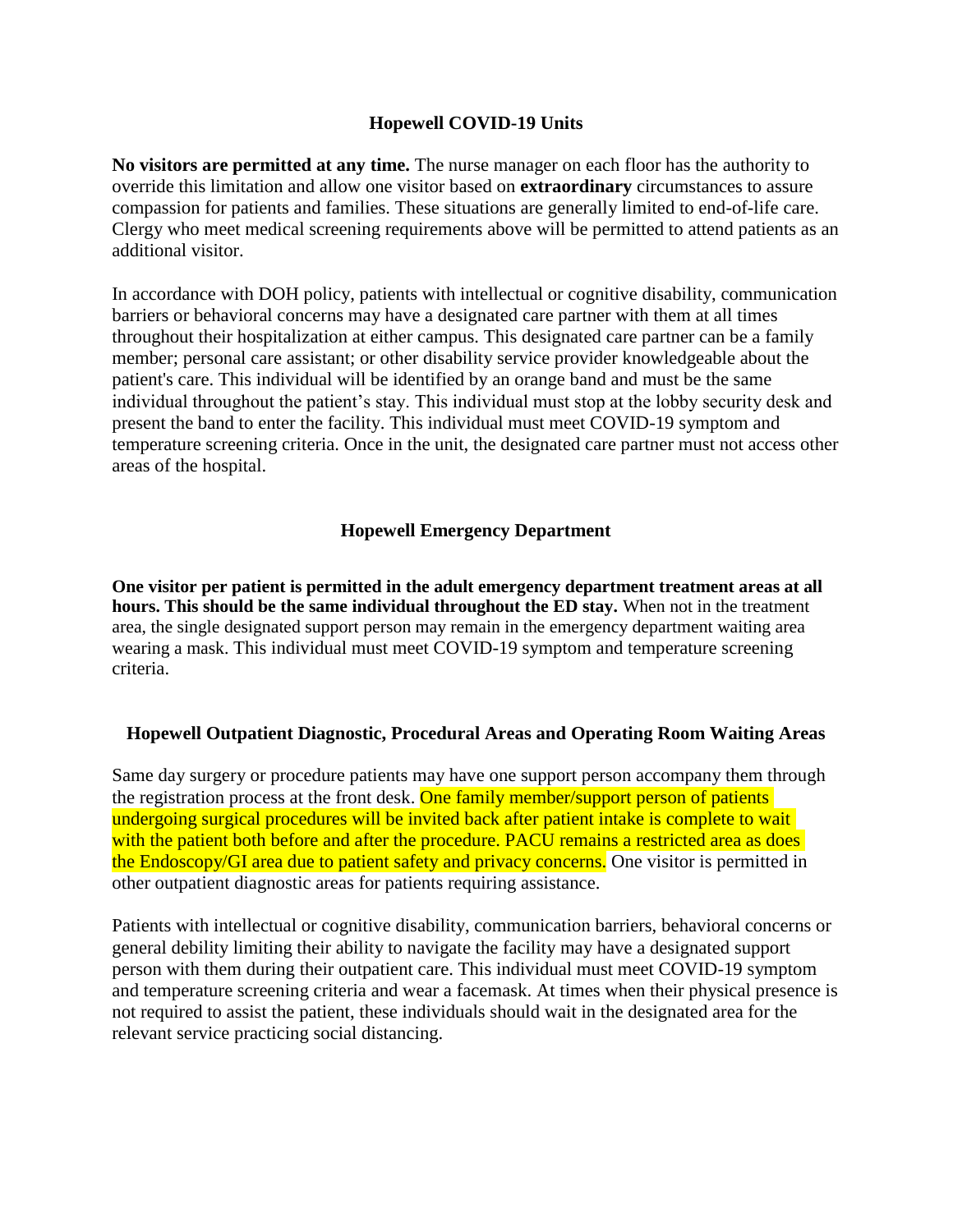## Hopewell COVID-19 Units

**No visitors are permitted at any time.** The nurse manager on each floor has the authority to override this limitation and allow one visitor based on **extraordinary** circumstances to assure compassion for patients and families. These situations are generally limited to end-of-life care. Clergy who meet medical screening requirements above will be permitted to attend patients as an additional visitor.

In accordance with DOH policy, patients with intellectual or cognitive disability, communication barriers or behavioral concerns may have a designated care partner with them at all times throughout their hospitalization at either campus. This designated care partner can be a family member; personal care assistant; or other disability service provider knowledgeable about the patient's care. This individual will be identified by an orange band and must be the same individual throughout the patient's stay. This individual must stop at the lobby security desk and present the band to enter the facility. This individual must meet COVID-19 symptom and temperature screening criteria. Once in the unit, the designated care partner must not access other areas of the hospital.

## Hopewell Emergency Department

**One visitor per patient is permitted in the adult emergency department treatment areas at all hours. This should be the same individual throughout the ED stay.** When not in the treatment area, the single designated support person may remain in the emergency department waiting area wearing a mask. This individual must meet COVID-19 symptom and temperature screening criteria.

## Hopewell Outpatient Diagnostic, Procedural Areas and Operating Room Waiting Areas

Same day surgery or procedure patients may have one support person accompany them through the registration process at the front desk. One family member/support person of patients undergoing surgical procedures will be invited back after patient intake is complete to wait with the patient both before and after the procedure. PACU remains a restricted area as does the Endoscopy/GI area due to patient safety and privacy concerns. One visitor is permitted in other outpatient diagnostic areas for patients requiring assistance.

Patients with intellectual or cognitive disability, communication barriers, behavioral concerns or general debility limiting their ability to navigate the facility may have a designated support person with them during their outpatient care. This individual must meet COVID-19 symptom and temperature screening criteria and wear a facemask. At times when their physical presence is not required to assist the patient, these individuals should wait in the designated area for the relevant service practicing social distancing.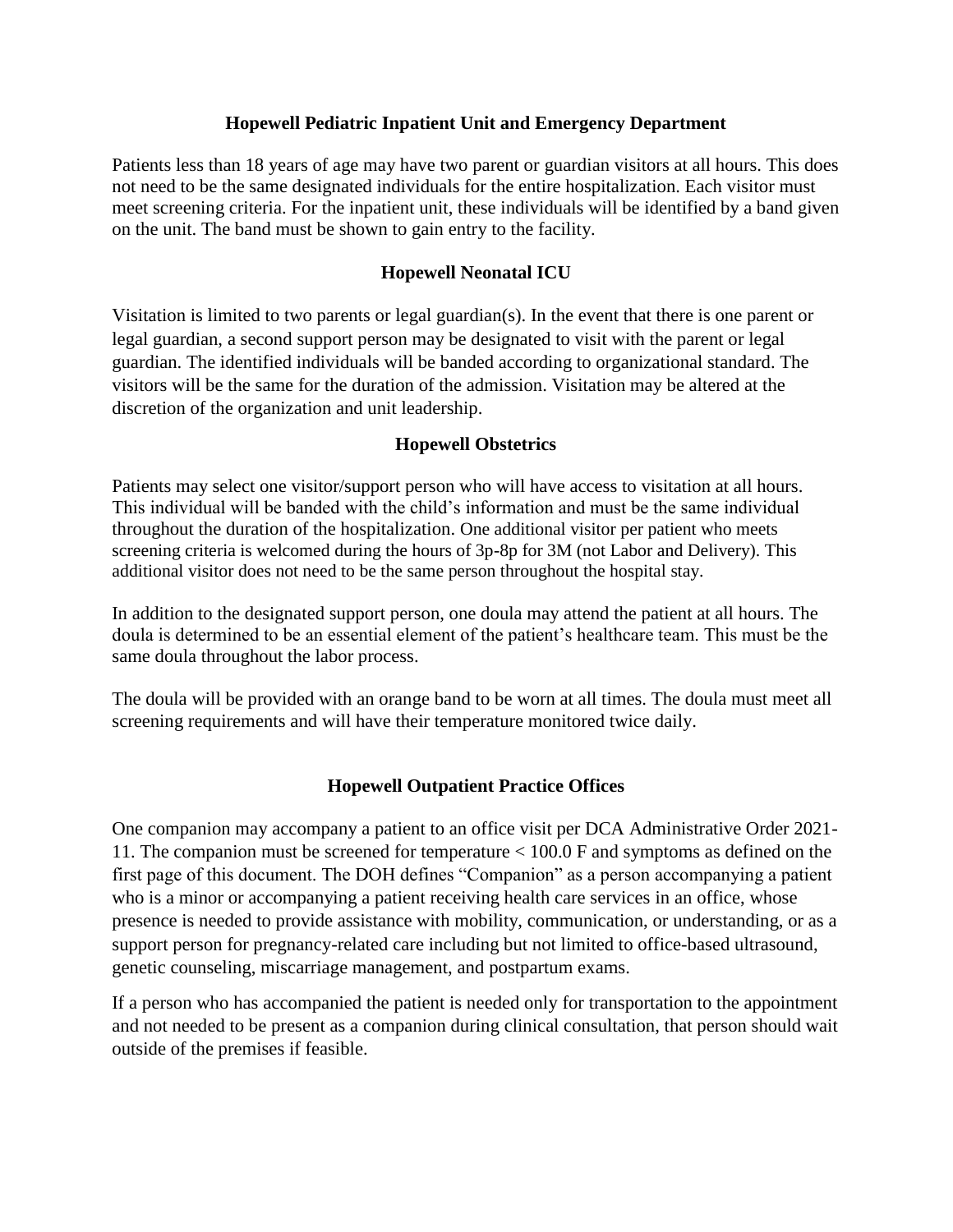### Hopewell Pediatric Inpatient Unit and Emergency Department

Patients less than 18 years of age may have two parent or guardian visitors at all hours. This does not need to be the same designated individuals for the entire hospitalization. Each visitor must meet screening criteria. For the inpatient unit, these individuals will be identified by a band given on the unit. The band must be shown to gain entry to the facility.

### Hopewell Neonatal ICU

Visitation is limited to two parents or legal guardian(s). In the event that there is one parent or legal guardian, a second support person may be designated to visit with the parent or legal guardian. The identified individuals will be banded according to organizational standard. The visitors will be the same for the duration of the admission. Visitation may be altered at the discretion of the organization and unit leadership.

### Hopewell Obstetrics

Patients may select one visitor/support person who will have access to visitation at all hours. This individual will be banded with the child's information and must be the same individual throughout the duration of the hospitalization. One additional visitor per patient who meets screening criteria is welcomed during the hours of 3p-8p for 3M (not Labor and Delivery). This additional visitor does not need to be the same person throughout the hospital stay.

In addition to the designated support person, one doula may attend the patient at all hours. The doula is determined to be an essential element of the patient's healthcare team. This must be the same doula throughout the labor process.

The doula will be provided with an orange band to be worn at all times. The doula must meet all screening requirements and will have their temperature monitored twice daily.

### Hopewell Outpatient Practice Offices

One companion may accompany a patient to an office visit per DCA Administrative Order 2021-11. The companion must be screened for temperature < 100.0 F and symptoms as defined on the first page of this document. The DOH defines "Companion" as a person accompanying a patient who is a minor or accompanying a patient receiving health care services in an office, whose presence is needed to provide assistance with mobility, communication, or understanding, or as a support person for pregnancy-related care including but not limited to office-based ultrasound, genetic counseling, miscarriage management, and postpartum exams.

If a person who has accompanied the patient is needed only for transportation to the appointment and not needed to be present as a companion during clinical consultation, that person should wait outside of the premises if feasible.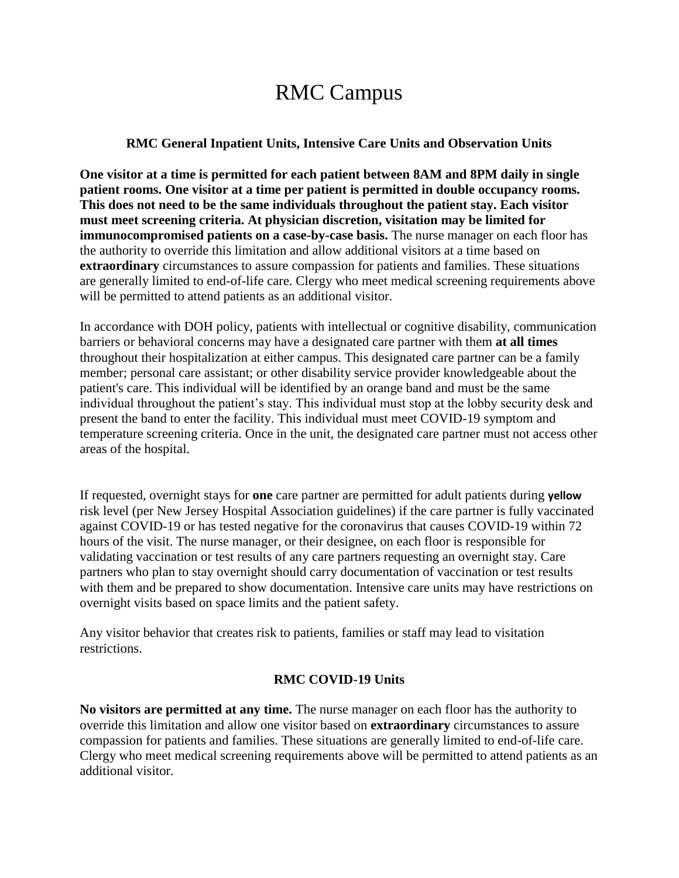# RMC Campus

### RMC General Inpatient Units, Intensive Care Units and Observation Units

**One visitor at a time is permitted for each patient between 8AM and 8PM daily in single patient rooms. One visitor at a time per patient is permitted in double occupancy rooms. This does not need to be the same individuals throughout the patient stay. Each visitor must meet screening criteria. At physician discretion, visitation may be limited for immunocompromised patients on a case-by-case basis.** The nurse manager on each floor has the authority to override this limitation and allow additional visitors at a time based on **extraordinary** circumstances to assure compassion for patients and families. These situations are generally limited to end-of-life care. Clergy who meet medical screening requirements above will be permitted to attend patients as an additional visitor.

In accordance with DOH policy, patients with intellectual or cognitive disability, communication barriers or behavioral concerns may have a designated care partner with them **at all times** throughout their hospitalization at either campus. This designated care partner can be a family member; personal care assistant; or other disability service provider knowledgeable about the patient's care. This individual will be identified by an orange band and must be the same individual throughout the patient's stay. This individual must stop at the lobby security desk and present the band to enter the facility. This individual must meet COVID-19 symptom and temperature screening criteria. Once in the unit, the designated care partner must not access other areas of the hospital.

If requested, overnight stays for **one** care partner are permitted for adult patients during **yellow** risk level (per New Jersey Hospital Association guidelines) if the care partner is fully vaccinated against COVID-19 or has tested negative for the coronavirus that causes COVID-19 within 72 hours of the visit. The nurse manager, or their designee, on each floor is responsible for validating vaccination or test results of any care partners requesting an overnight stay. Care partners who plan to stay overnight should carry documentation of vaccination or test results with them and be prepared to show documentation. Intensive care units may have restrictions on overnight visits based on space limits and the patient safety.

Any visitor behavior that creates risk to patients, families or staff may lead to visitation restrictions.

### RMC COVID-19 Units

**No visitors are permitted at any time.** The nurse manager on each floor has the authority to override this limitation and allow one visitor based on **extraordinary** circumstances to assure compassion for patients and families. These situations are generally limited to end-of-life care. Clergy who meet medical screening requirements above will be permitted to attend patients as an additional visitor.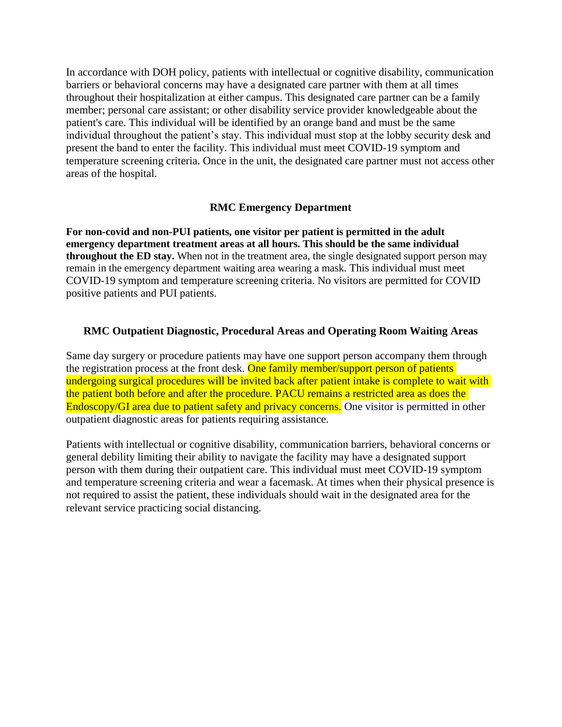In accordance with DOH policy, patients with intellectual or cognitive disability, communication barriers or behavioral concerns may have a designated care partner with them at all times throughout their hospitalization at either campus. This designated care partner can be a family member; personal care assistant; or other disability service provider knowledgeable about the patient's care. This individual will be identified by an orange band and must be the same individual throughout the patient's stay. This individual must stop at the lobby security desk and present the band to enter the facility. This individual must meet COVID-19 symptom and temperature screening criteria. Once in the unit, the designated care partner must not access other areas of the hospital.

## RMC Emergency Department

**For non-covid and non-PUI patients, one visitor per patient is permitted in the adult emergency department treatment areas at all hours. This should be the same individual throughout the ED stay.** When not in the treatment area, the single designated support person may remain in the emergency department waiting area wearing a mask. This individual must meet COVID-19 symptom and temperature screening criteria. No visitors are permitted for COVID positive patients and PUI patients.

## RMC Outpatient Diagnostic, Procedural Areas and Operating Room Waiting Areas

Same day surgery or procedure patients may have one support person accompany them through the registration process at the front desk. One family member/support person of patients undergoing surgical procedures will be invited back after patient intake is complete to wait with the patient both before and after the procedure. PACU remains a restricted area as does the Endoscopy/GI area due to patient safety and privacy concerns. One visitor is permitted in other outpatient diagnostic areas for patients requiring assistance.

Patients with intellectual or cognitive disability, communication barriers, behavioral concerns or general debility limiting their ability to navigate the facility may have a designated support person with them during their outpatient care. This individual must meet COVID-19 symptom and temperature screening criteria and wear a facemask. At times when their physical presence is not required to assist the patient, these individuals should wait in the designated area for the relevant service practicing social distancing.